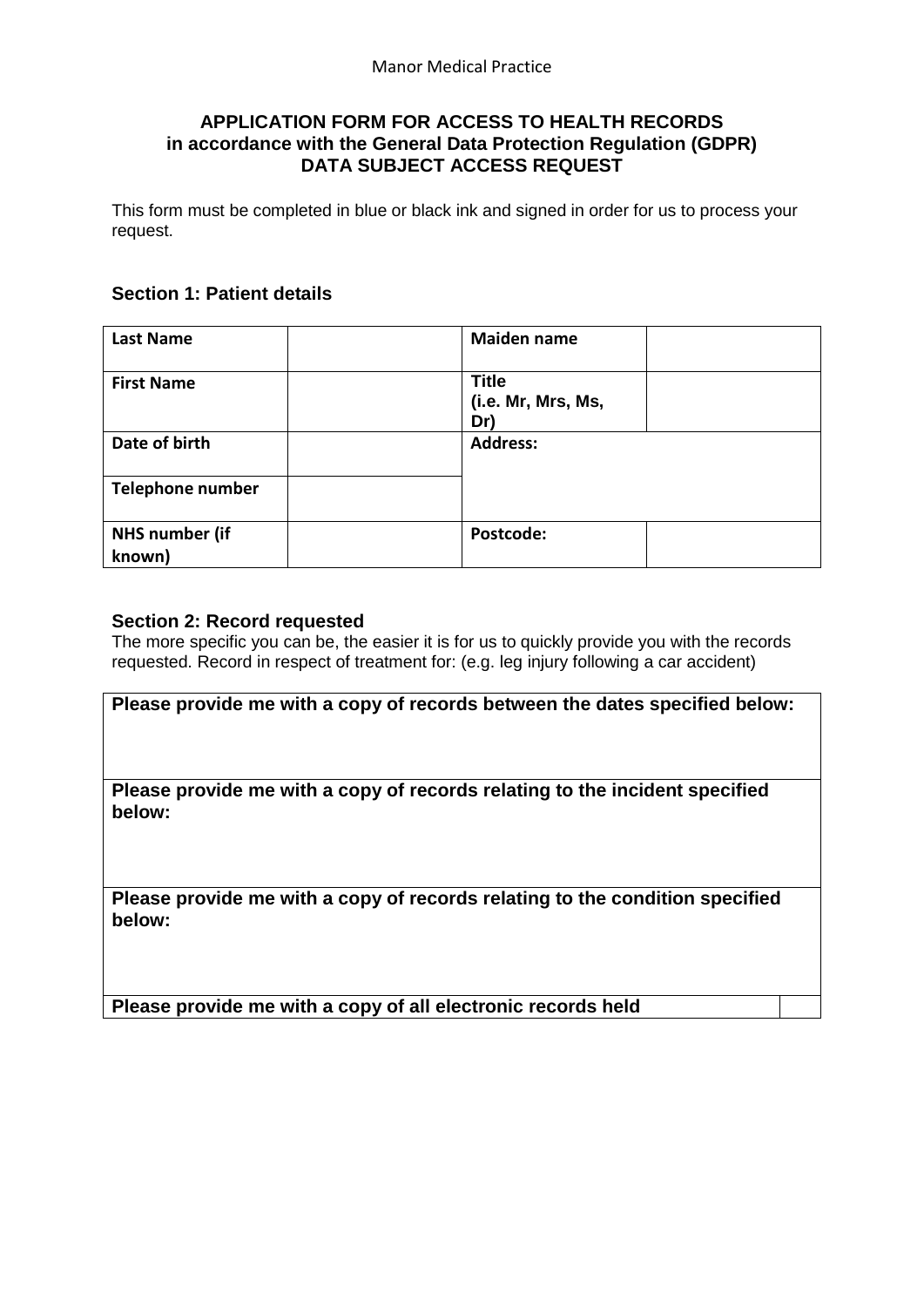Manor Medical Practice

# APPLICATION FORM FOR ACCESS TO HEALTH RECORDS in accordance with the General Data Protection Regulation (GDPR) DATA SUBJECT ACCESS REQUEST

This form must be completed in blue or black ink and signed in order for us to process your request.

## Section 1: Patient details

| **Last Name** | | **Maiden name** | |
|---|---|---|---|
| **First Name** | | **Title (i.e. Mr, Mrs, Ms, Dr)** | |
| **Date of birth** | | **Address:** | |
| **Telephone number** | | | |
| **NHS number (if known)** | | **Postcode:** | |

## Section 2: Record requested

The more specific you can be, the easier it is for us to quickly provide you with the records requested. Record in respect of treatment for: (e.g. leg injury following a car accident)

| **Please provide me with a copy of records between the dates specified below:** | |
|---|---|
| **Please provide me with a copy of records relating to the incident specified below:** | |
| **Please provide me with a copy of records relating to the condition specified below:** | |
| **Please provide me with a copy of all electronic records held** | |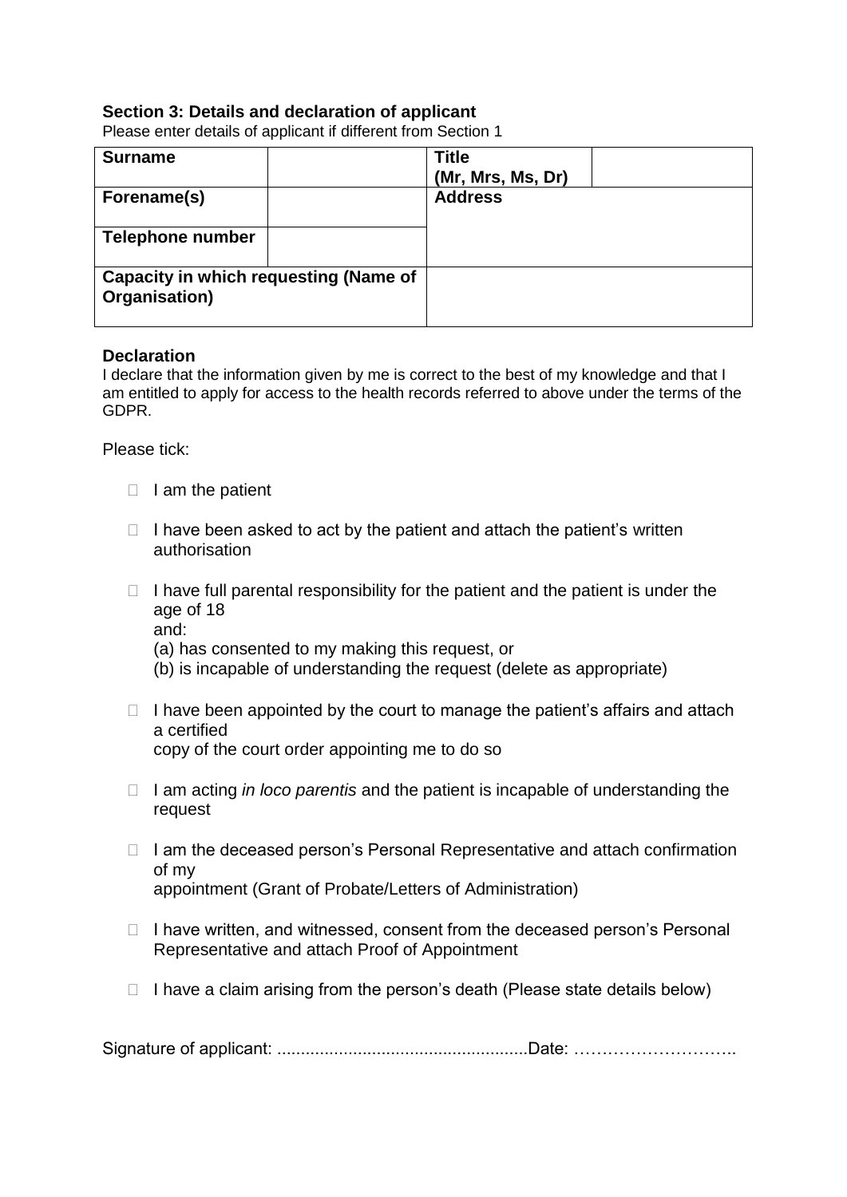### Section 3: Details and declaration of applicant

Please enter details of applicant if different from Section 1

| **Surname** | | **Title (Mr, Mrs, Ms, Dr)** | |
|---|---|---|---|
| **Forename(s)** | | **Address** | |
| **Telephone number** | | | |
| **Capacity in which requesting (Name of Organisation)** | | | |

**Declaration**

I declare that the information given by me is correct to the best of my knowledge and that I am entitled to apply for access to the health records referred to above under the terms of the GDPR.

Please tick:

- ☐ I am the patient
- ☐ I have been asked to act by the patient and attach the patient's written authorisation
- ☐ I have full parental responsibility for the patient and the patient is under the age of 18
  and:
  (a) has consented to my making this request, or
  (b) is incapable of understanding the request (delete as appropriate)
- ☐ I have been appointed by the court to manage the patient's affairs and attach a certified
  copy of the court order appointing me to do so
- ☐ I am acting *in loco parentis* and the patient is incapable of understanding the request
- ☐ I am the deceased person's Personal Representative and attach confirmation of my
  appointment (Grant of Probate/Letters of Administration)
- ☐ I have written, and witnessed, consent from the deceased person's Personal Representative and attach Proof of Appointment
- ☐ I have a claim arising from the person's death (Please state details below)

Signature of applicant: ....................................................Date: ………………………..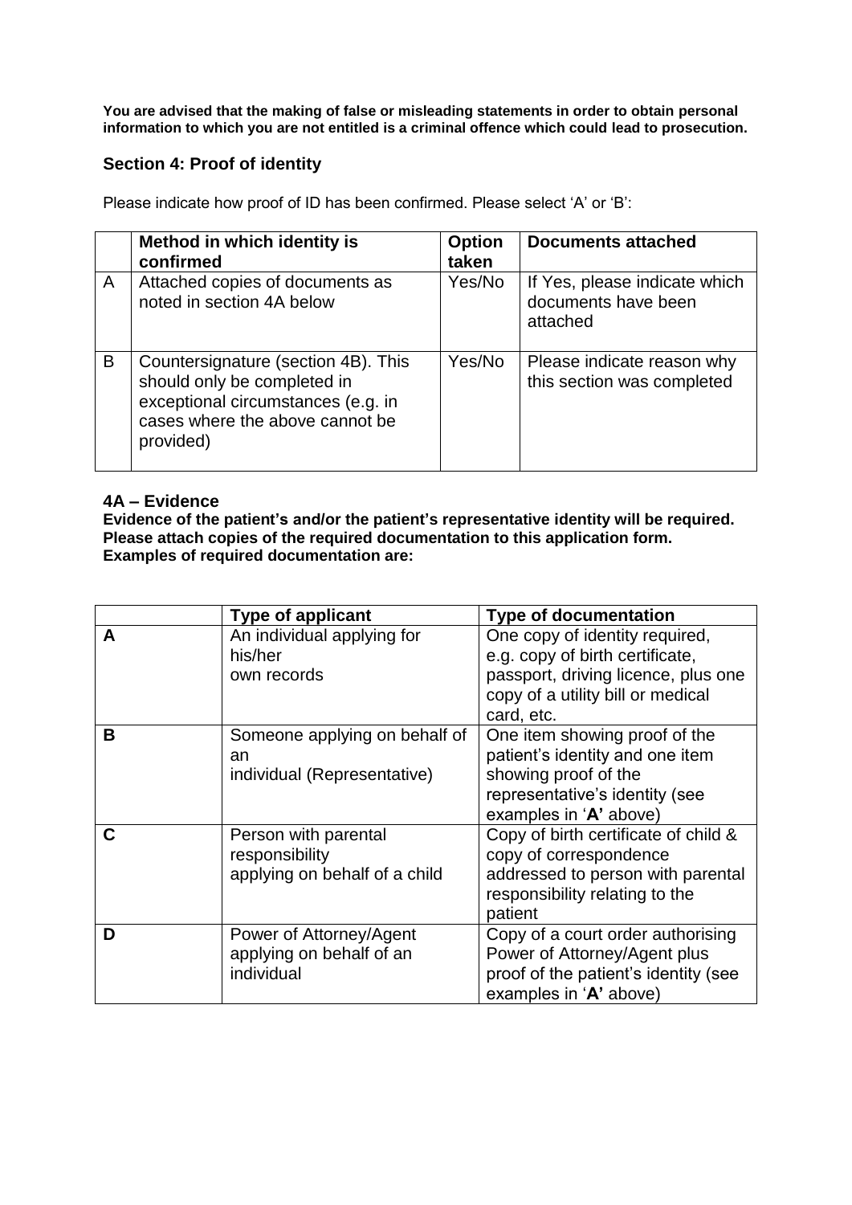**You are advised that the making of false or misleading statements in order to obtain personal information to which you are not entitled is a criminal offence which could lead to prosecution.**

## Section 4: Proof of identity

Please indicate how proof of ID has been confirmed. Please select 'A' or 'B':

| | **Method in which identity is confirmed** | **Option taken** | **Documents attached** |
|---|---|---|---|
| A | Attached copies of documents as noted in section 4A below | Yes/No | If Yes, please indicate which documents have been attached |
| B | Countersignature (section 4B). This should only be completed in exceptional circumstances (e.g. in cases where the above cannot be provided) | Yes/No | Please indicate reason why this section was completed |

### 4A – Evidence

**Evidence of the patient's and/or the patient's representative identity will be required. Please attach copies of the required documentation to this application form. Examples of required documentation are:**

| | **Type of applicant** | **Type of documentation** |
|---|---|---|
| **A** | An individual applying for his/her own records | One copy of identity required, e.g. copy of birth certificate, passport, driving licence, plus one copy of a utility bill or medical card, etc. |
| **B** | Someone applying on behalf of an individual (Representative) | One item showing proof of the patient's identity and one item showing proof of the representative's identity (see examples in '**A**' above) |
| **C** | Person with parental responsibility applying on behalf of a child | Copy of birth certificate of child & copy of correspondence addressed to person with parental responsibility relating to the patient |
| **D** | Power of Attorney/Agent applying on behalf of an individual | Copy of a court order authorising Power of Attorney/Agent plus proof of the patient's identity (see examples in '**A**' above) |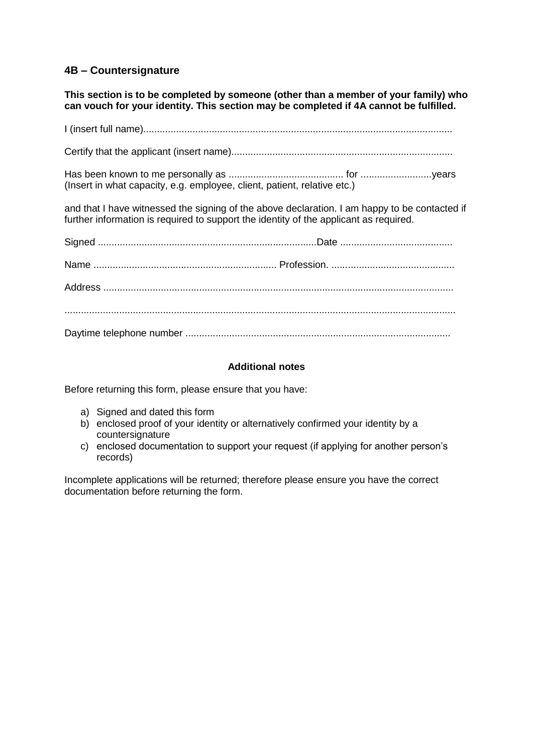## 4B – Countersignature

**This section is to be completed by someone (other than a member of your family) who can vouch for your identity. This section may be completed if 4A cannot be fulfilled.**

I (insert full name)................................................................................................................

Certify that the applicant (insert name)................................................................................

Has been known to me personally as .......................................... for ..........................years
(Insert in what capacity, e.g. employee, client, patient, relative etc.)

and that I have witnessed the signing of the above declaration. I am happy to be contacted if further information is required to support the identity of the applicant as required.

Signed ................................................................................Date .........................................

Name .................................................................. Profession. ............................................

Address ...............................................................................................................................

..............................................................................................................................................

Daytime telephone number ................................................................................................

**Additional notes**

Before returning this form, please ensure that you have:

a) Signed and dated this form
b) enclosed proof of your identity or alternatively confirmed your identity by a countersignature
c) enclosed documentation to support your request (if applying for another person's records)

Incomplete applications will be returned; therefore please ensure you have the correct documentation before returning the form.